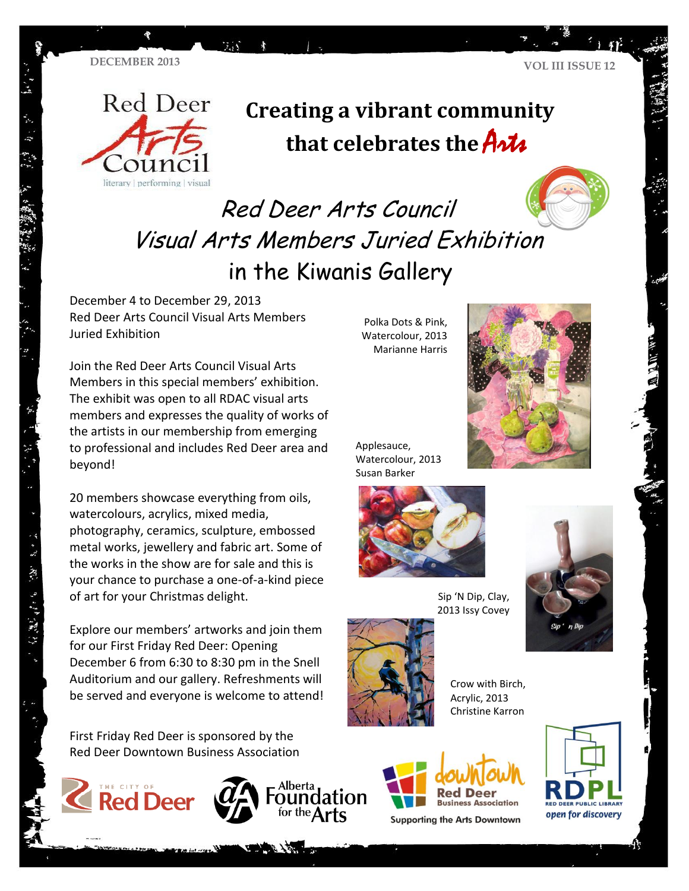DECEMBER 2013

VOL III ISSUE 12

Red Deer Arts Council

literary | performing | visual

# Creating a vibrant community that celebrates the Arts

## Red Deer Arts Council Visual Arts Members Juried Exhibition in the Kiwanis Gallery

December 4 to December 29, 2013
Red Deer Arts Council Visual Arts Members Juried Exhibition

Join the Red Deer Arts Council Visual Arts Members in this special members' exhibition. The exhibit was open to all RDAC visual arts members and expresses the quality of works of the artists in our membership from emerging to professional and includes Red Deer area and beyond!

20 members showcase everything from oils, watercolours, acrylics, mixed media, photography, ceramics, sculpture, embossed metal works, jewellery and fabric art. Some of the works in the show are for sale and this is your chance to purchase a one-of-a-kind piece of art for your Christmas delight.

Explore our members' artworks and join them for our First Friday Red Deer: Opening December 6 from 6:30 to 8:30 pm in the Snell Auditorium and our gallery. Refreshments will be served and everyone is welcome to attend!

First Friday Red Deer is sponsored by the Red Deer Downtown Business Association

Polka Dots & Pink, Watercolour, 2013 Marianne Harris

Applesauce, Watercolour, 2013 Susan Barker

Sip 'N Dip, Clay, 2013 Issy Covey

Crow with Birch, Acrylic, 2013 Christine Karron

The City of Red Deer

Alberta Foundation for the Arts

downtown Red Deer Business Association — Supporting the Arts Downtown

RDPL Red Deer Public Library — open for discovery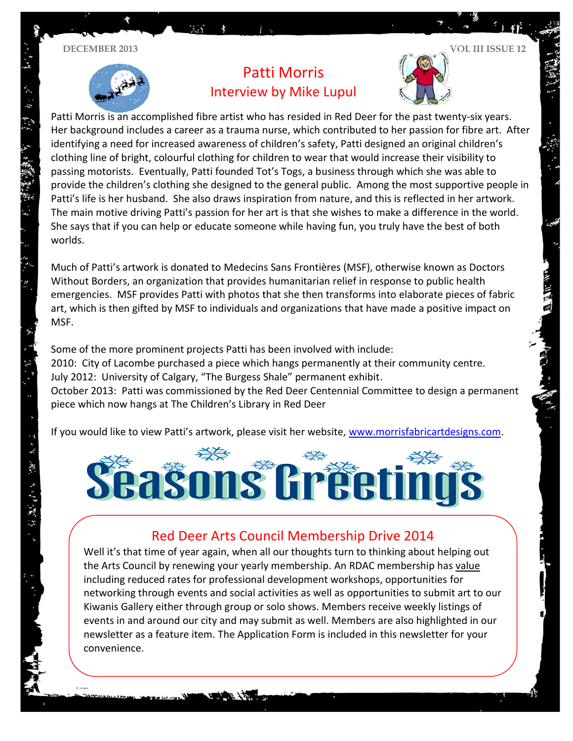# Patti Morris

## Interview by Mike Lupul

Patti Morris is an accomplished fibre artist who has resided in Red Deer for the past twenty-six years. Her background includes a career as a trauma nurse, which contributed to her passion for fibre art. After identifying a need for increased awareness of children's safety, Patti designed an original children's clothing line of bright, colourful clothing for children to wear that would increase their visibility to passing motorists. Eventually, Patti founded Tot's Togs, a business through which she was able to provide the children's clothing she designed to the general public. Among the most supportive people in Patti's life is her husband. She also draws inspiration from nature, and this is reflected in her artwork. The main motive driving Patti's passion for her art is that she wishes to make a difference in the world. She says that if you can help or educate someone while having fun, you truly have the best of both worlds.

Much of Patti's artwork is donated to Medecins Sans Frontières (MSF), otherwise known as Doctors Without Borders, an organization that provides humanitarian relief in response to public health emergencies. MSF provides Patti with photos that she then transforms into elaborate pieces of fabric art, which is then gifted by MSF to individuals and organizations that have made a positive impact on MSF.

Some of the more prominent projects Patti has been involved with include:
2010: City of Lacombe purchased a piece which hangs permanently at their community centre.
July 2012: University of Calgary, "The Burgess Shale" permanent exhibit.
October 2013: Patti was commissioned by the Red Deer Centennial Committee to design a permanent piece which now hangs at The Children's Library in Red Deer

If you would like to view Patti's artwork, please visit her website, [www.morrisfabricartdesigns.com](http://www.morrisfabricartdesigns.com).

# Seasons Greetings

## Red Deer Arts Council Membership Drive 2014

Well it's that time of year again, when all our thoughts turn to thinking about helping out the Arts Council by renewing your yearly membership. An RDAC membership has value including reduced rates for professional development workshops, opportunities for networking through events and social activities as well as opportunities to submit art to our Kiwanis Gallery either through group or solo shows. Members receive weekly listings of events in and around our city and may submit as well. Members are also highlighted in our newsletter as a feature item. The Application Form is included in this newsletter for your convenience.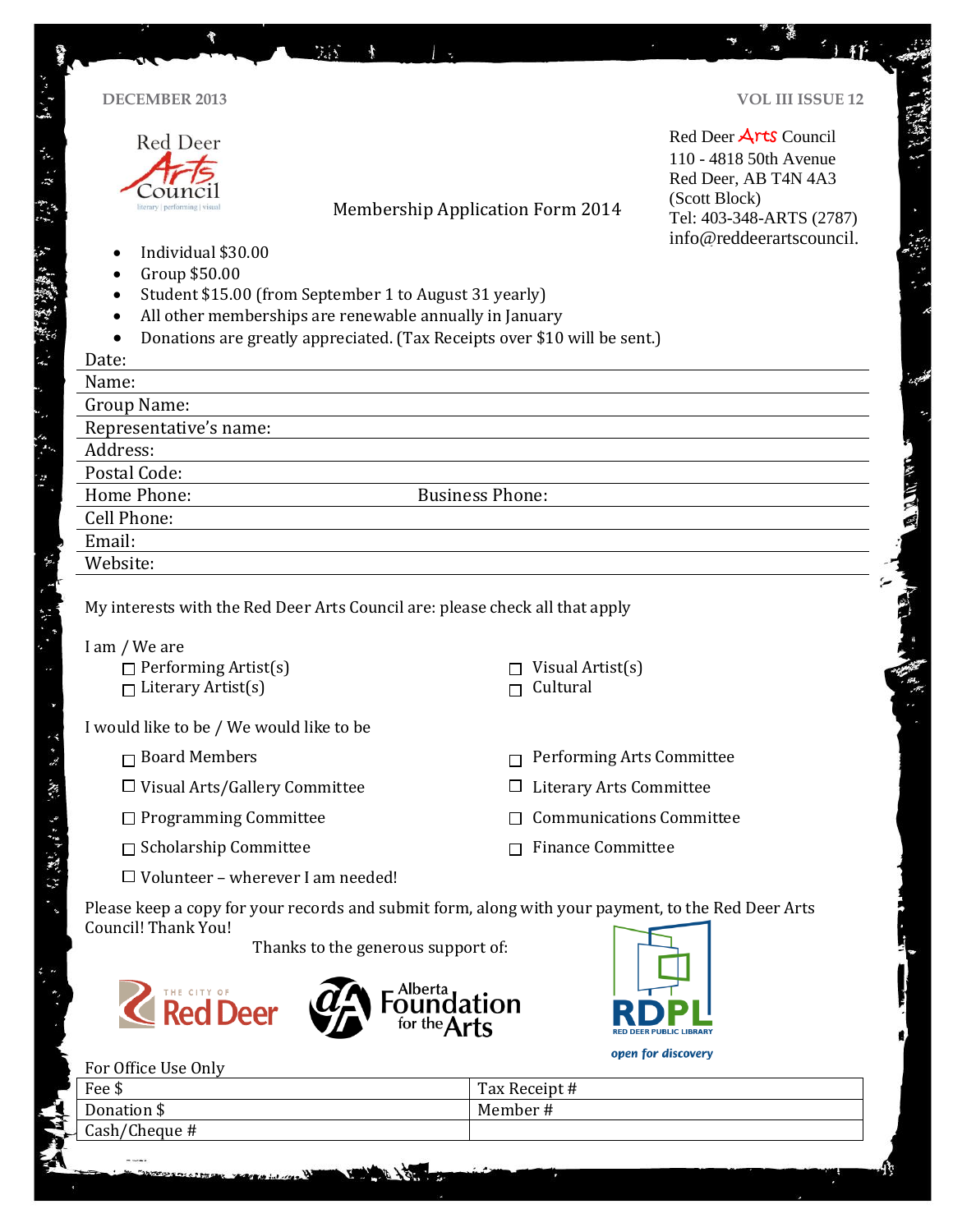Red Deer Arts Council
literary | performing | visual

# Membership Application Form 2014

Red Deer Arts Council
110 - 4818 50th Avenue
Red Deer, AB T4N 4A3
(Scott Block)
Tel: 403-348-ARTS (2787)
info@reddeerartscouncil.

- Individual $30.00
- Group $50.00
- Student $15.00 (from September 1 to August 31 yearly)
- All other memberships are renewable annually in January
- Donations are greatly appreciated. (Tax Receipts over $10 will be sent.)

Date:

Name:

Group Name:

Representative's name:

Address:

Postal Code:

Home Phone: Business Phone:

Cell Phone:

Email:

Website:

My interests with the Red Deer Arts Council are: please check all that apply

I am / We are

- ☐ Performing Artist(s)
- ☐ Literary Artist(s)
- ☐ Visual Artist(s)
- ☐ Cultural

I would like to be / We would like to be

- ☐ Board Members
- ☐ Visual Arts/Gallery Committee
- ☐ Programming Committee
- ☐ Scholarship Committee
- ☐ Volunteer – wherever I am needed!
- ☐ Performing Arts Committee
- ☐ Literary Arts Committee
- ☐ Communications Committee
- ☐ Finance Committee

Please keep a copy for your records and submit form, along with your payment, to the Red Deer Arts Council! Thank You!

Thanks to the generous support of:

The City of Red Deer | Alberta Foundation for the Arts | RDPL Red Deer Public Library *open for discovery*

For Office Use Only

| Fee $ | Tax Receipt # |
|---|---|
| Donation $ | Member # |
| Cash/Cheque # | |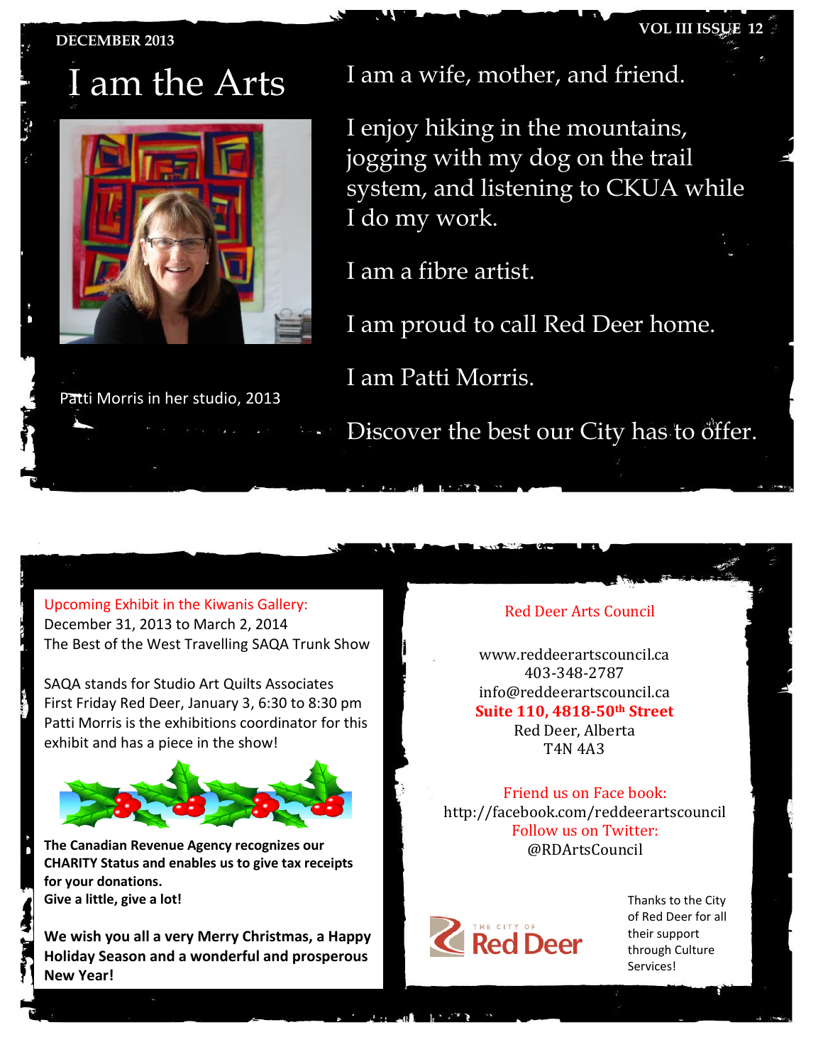# I am the Arts

Patti Morris in her studio, 2013

I am a wife, mother, and friend.

I enjoy hiking in the mountains, jogging with my dog on the trail system, and listening to CKUA while I do my work.

I am a fibre artist.

I am proud to call Red Deer home.

I am Patti Morris.

Discover the best our City has to offer.

Upcoming Exhibit in the Kiwanis Gallery:
December 31, 2013 to March 2, 2014
The Best of the West Travelling SAQA Trunk Show

SAQA stands for Studio Art Quilts Associates
First Friday Red Deer, January 3, 6:30 to 8:30 pm
Patti Morris is the exhibitions coordinator for this exhibit and has a piece in the show!

**The Canadian Revenue Agency recognizes our CHARITY Status and enables us to give tax receipts for your donations.**
**Give a little, give a lot!**

**We wish you all a very Merry Christmas, a Happy Holiday Season and a wonderful and prosperous New Year!**

Red Deer Arts Council

www.reddeerartscouncil.ca
403-348-2787
info@reddeerartscouncil.ca
**Suite 110, 4818-50th Street**
Red Deer, Alberta
T4N 4A3

Friend us on Face book:
http://facebook.com/reddeerartscouncil
Follow us on Twitter:
@RDArtsCouncil

The City of Red Deer

Thanks to the City of Red Deer for all their support through Culture Services!